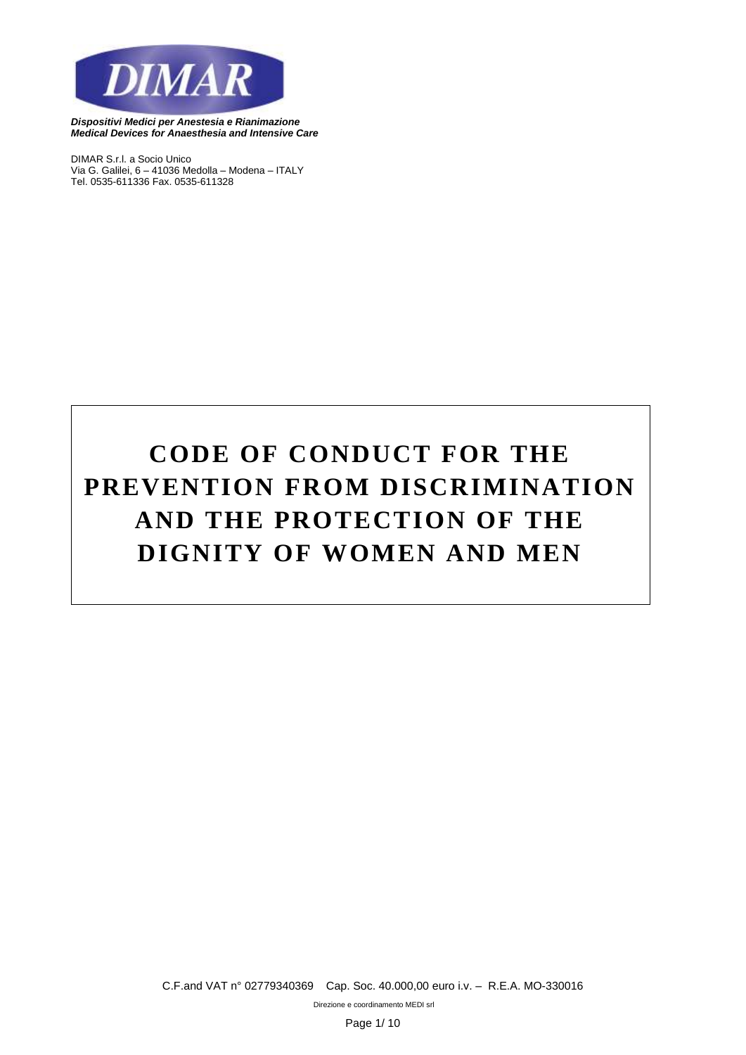DIMAR

***Dispositivi Medici per Anestesia e Rianimazione***
***Medical Devices for Anaesthesia and Intensive Care***

DIMAR S.r.l. a Socio Unico
Via G. Galilei, 6 – 41036 Medolla – Modena – ITALY
Tel. 0535-611336 Fax. 0535-611328

# CODE OF CONDUCT FOR THE PREVENTION FROM DISCRIMINATION AND THE PROTECTION OF THE DIGNITY OF WOMEN AND MEN

C.F.and VAT n° 02779340369 Cap. Soc. 40.000,00 euro i.v. – R.E.A. MO-330016

Direzione e coordinamento MEDI srl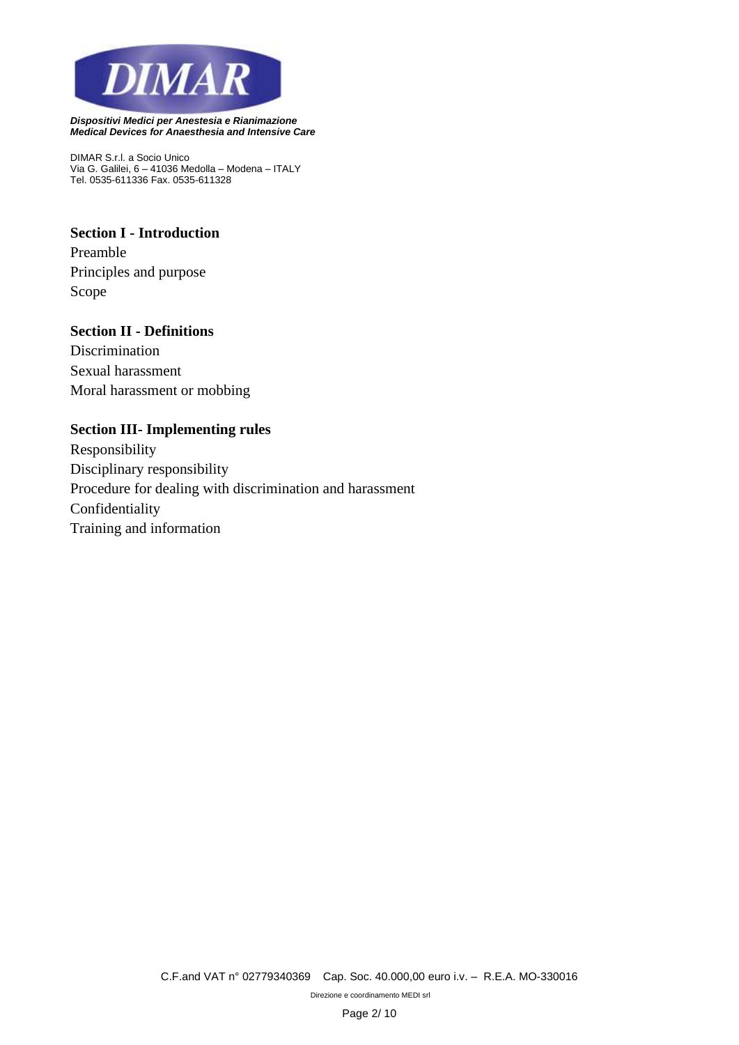## Section I - Introduction

Preamble

Principles and purpose

Scope

## Section II - Definitions

Discrimination

Sexual harassment

Moral harassment or mobbing

## Section III- Implementing rules

Responsibility

Disciplinary responsibility

Procedure for dealing with discrimination and harassment

Confidentiality

Training and information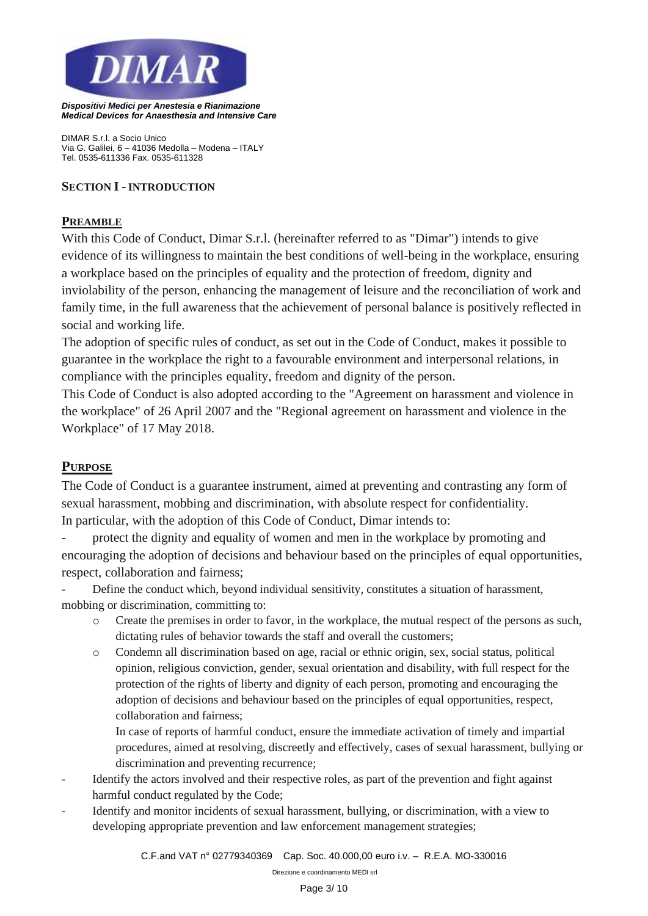**SECTION I - INTRODUCTION**

## PREAMBLE

With this Code of Conduct, Dimar S.r.l. (hereinafter referred to as "Dimar") intends to give evidence of its willingness to maintain the best conditions of well-being in the workplace, ensuring a workplace based on the principles of equality and the protection of freedom, dignity and inviolability of the person, enhancing the management of leisure and the reconciliation of work and family time, in the full awareness that the achievement of personal balance is positively reflected in social and working life.

The adoption of specific rules of conduct, as set out in the Code of Conduct, makes it possible to guarantee in the workplace the right to a favourable environment and interpersonal relations, in compliance with the principles equality, freedom and dignity of the person.

This Code of Conduct is also adopted according to the "Agreement on harassment and violence in the workplace" of 26 April 2007 and the "Regional agreement on harassment and violence in the Workplace" of 17 May 2018.

## PURPOSE

The Code of Conduct is a guarantee instrument, aimed at preventing and contrasting any form of sexual harassment, mobbing and discrimination, with absolute respect for confidentiality.
In particular, with the adoption of this Code of Conduct, Dimar intends to:

- protect the dignity and equality of women and men in the workplace by promoting and encouraging the adoption of decisions and behaviour based on the principles of equal opportunities, respect, collaboration and fairness;
- Define the conduct which, beyond individual sensitivity, constitutes a situation of harassment, mobbing or discrimination, committing to:
  - Create the premises in order to favor, in the workplace, the mutual respect of the persons as such, dictating rules of behavior towards the staff and overall the customers;
  - Condemn all discrimination based on age, racial or ethnic origin, sex, social status, political opinion, religious conviction, gender, sexual orientation and disability, with full respect for the protection of the rights of liberty and dignity of each person, promoting and encouraging the adoption of decisions and behaviour based on the principles of equal opportunities, respect, collaboration and fairness;

    In case of reports of harmful conduct, ensure the immediate activation of timely and impartial procedures, aimed at resolving, discreetly and effectively, cases of sexual harassment, bullying or discrimination and preventing recurrence;
- Identify the actors involved and their respective roles, as part of the prevention and fight against harmful conduct regulated by the Code;
- Identify and monitor incidents of sexual harassment, bullying, or discrimination, with a view to developing appropriate prevention and law enforcement management strategies;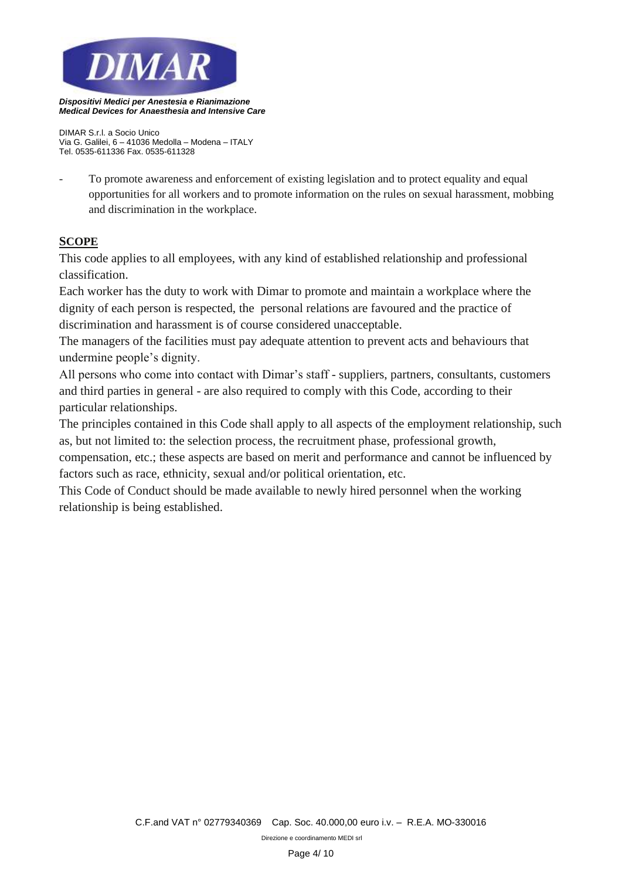- To promote awareness and enforcement of existing legislation and to protect equality and equal opportunities for all workers and to promote information on the rules on sexual harassment, mobbing and discrimination in the workplace.

## SCOPE

This code applies to all employees, with any kind of established relationship and professional classification.

Each worker has the duty to work with Dimar to promote and maintain a workplace where the dignity of each person is respected, the personal relations are favoured and the practice of discrimination and harassment is of course considered unacceptable.

The managers of the facilities must pay adequate attention to prevent acts and behaviours that undermine people's dignity.

All persons who come into contact with Dimar's staff - suppliers, partners, consultants, customers and third parties in general - are also required to comply with this Code, according to their particular relationships.

The principles contained in this Code shall apply to all aspects of the employment relationship, such as, but not limited to: the selection process, the recruitment phase, professional growth, compensation, etc.; these aspects are based on merit and performance and cannot be influenced by factors such as race, ethnicity, sexual and/or political orientation, etc.

This Code of Conduct should be made available to newly hired personnel when the working relationship is being established.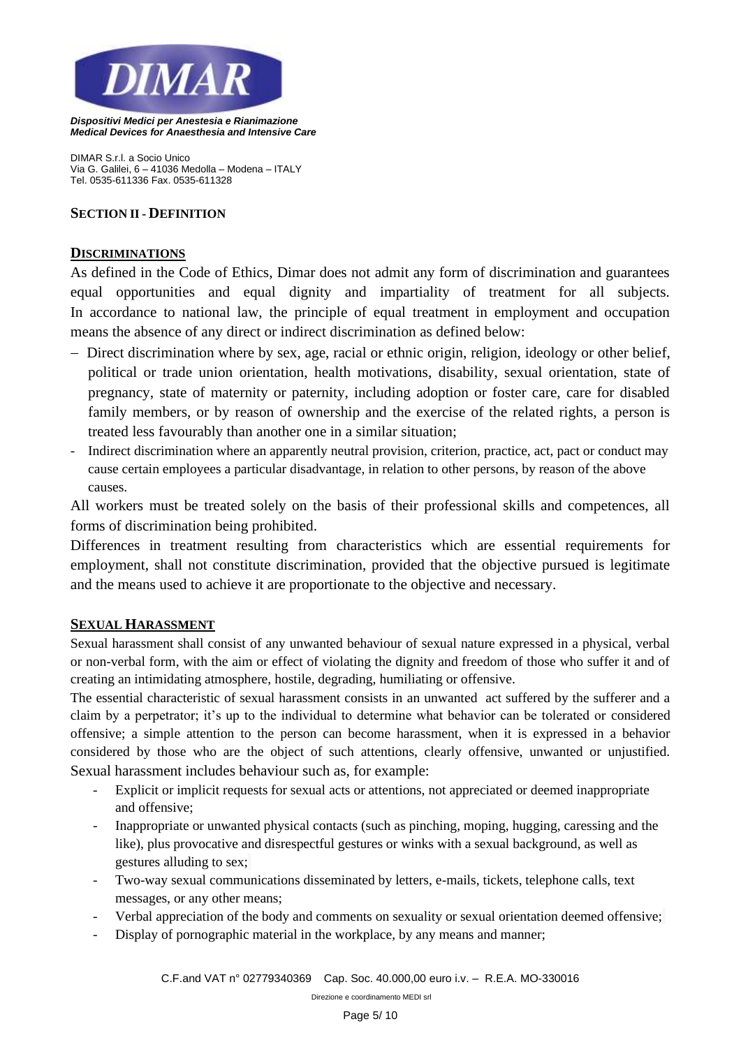## SECTION II - DEFINITION

### DISCRIMINATIONS

As defined in the Code of Ethics, Dimar does not admit any form of discrimination and guarantees equal opportunities and equal dignity and impartiality of treatment for all subjects. In accordance to national law, the principle of equal treatment in employment and occupation means the absence of any direct or indirect discrimination as defined below:

- Direct discrimination where by sex, age, racial or ethnic origin, religion, ideology or other belief, political or trade union orientation, health motivations, disability, sexual orientation, state of pregnancy, state of maternity or paternity, including adoption or foster care, care for disabled family members, or by reason of ownership and the exercise of the related rights, a person is treated less favourably than another one in a similar situation;
- Indirect discrimination where an apparently neutral provision, criterion, practice, act, pact or conduct may cause certain employees a particular disadvantage, in relation to other persons, by reason of the above causes.

All workers must be treated solely on the basis of their professional skills and competences, all forms of discrimination being prohibited.

Differences in treatment resulting from characteristics which are essential requirements for employment, shall not constitute discrimination, provided that the objective pursued is legitimate and the means used to achieve it are proportionate to the objective and necessary.

### SEXUAL HARASSMENT

Sexual harassment shall consist of any unwanted behaviour of sexual nature expressed in a physical, verbal or non-verbal form, with the aim or effect of violating the dignity and freedom of those who suffer it and of creating an intimidating atmosphere, hostile, degrading, humiliating or offensive.

The essential characteristic of sexual harassment consists in an unwanted act suffered by the sufferer and a claim by a perpetrator; it's up to the individual to determine what behavior can be tolerated or considered offensive; a simple attention to the person can become harassment, when it is expressed in a behavior considered by those who are the object of such attentions, clearly offensive, unwanted or unjustified.

Sexual harassment includes behaviour such as, for example:

- Explicit or implicit requests for sexual acts or attentions, not appreciated or deemed inappropriate and offensive;
- Inappropriate or unwanted physical contacts (such as pinching, moping, hugging, caressing and the like), plus provocative and disrespectful gestures or winks with a sexual background, as well as gestures alluding to sex;
- Two-way sexual communications disseminated by letters, e-mails, tickets, telephone calls, text messages, or any other means;
- Verbal appreciation of the body and comments on sexuality or sexual orientation deemed offensive;
- Display of pornographic material in the workplace, by any means and manner;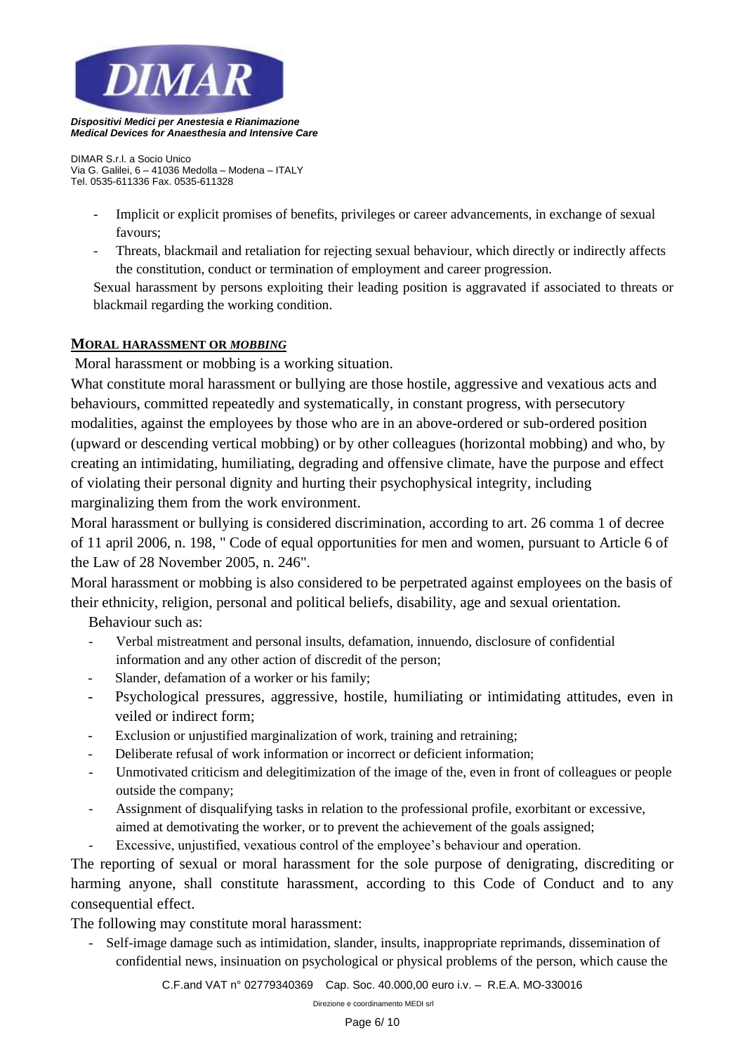- Implicit or explicit promises of benefits, privileges or career advancements, in exchange of sexual favours;
- Threats, blackmail and retaliation for rejecting sexual behaviour, which directly or indirectly affects the constitution, conduct or termination of employment and career progression.

Sexual harassment by persons exploiting their leading position is aggravated if associated to threats or blackmail regarding the working condition.

## MORAL HARASSMENT OR *MOBBING*

Moral harassment or mobbing is a working situation.

What constitute moral harassment or bullying are those hostile, aggressive and vexatious acts and behaviours, committed repeatedly and systematically, in constant progress, with persecutory modalities, against the employees by those who are in an above-ordered or sub-ordered position (upward or descending vertical mobbing) or by other colleagues (horizontal mobbing) and who, by creating an intimidating, humiliating, degrading and offensive climate, have the purpose and effect of violating their personal dignity and hurting their psychophysical integrity, including marginalizing them from the work environment.

Moral harassment or bullying is considered discrimination, according to art. 26 comma 1 of decree of 11 april 2006, n. 198, " Code of equal opportunities for men and women, pursuant to Article 6 of the Law of 28 November 2005, n. 246".

Moral harassment or mobbing is also considered to be perpetrated against employees on the basis of their ethnicity, religion, personal and political beliefs, disability, age and sexual orientation.

Behaviour such as:

- Verbal mistreatment and personal insults, defamation, innuendo, disclosure of confidential information and any other action of discredit of the person;
- Slander, defamation of a worker or his family;
- Psychological pressures, aggressive, hostile, humiliating or intimidating attitudes, even in veiled or indirect form;
- Exclusion or unjustified marginalization of work, training and retraining;
- Deliberate refusal of work information or incorrect or deficient information;
- Unmotivated criticism and delegitimization of the image of the, even in front of colleagues or people outside the company;
- Assignment of disqualifying tasks in relation to the professional profile, exorbitant or excessive, aimed at demotivating the worker, or to prevent the achievement of the goals assigned;
- Excessive, unjustified, vexatious control of the employee's behaviour and operation.

The reporting of sexual or moral harassment for the sole purpose of denigrating, discrediting or harming anyone, shall constitute harassment, according to this Code of Conduct and to any consequential effect.

The following may constitute moral harassment:

- Self-image damage such as intimidation, slander, insults, inappropriate reprimands, dissemination of confidential news, insinuation on psychological or physical problems of the person, which cause the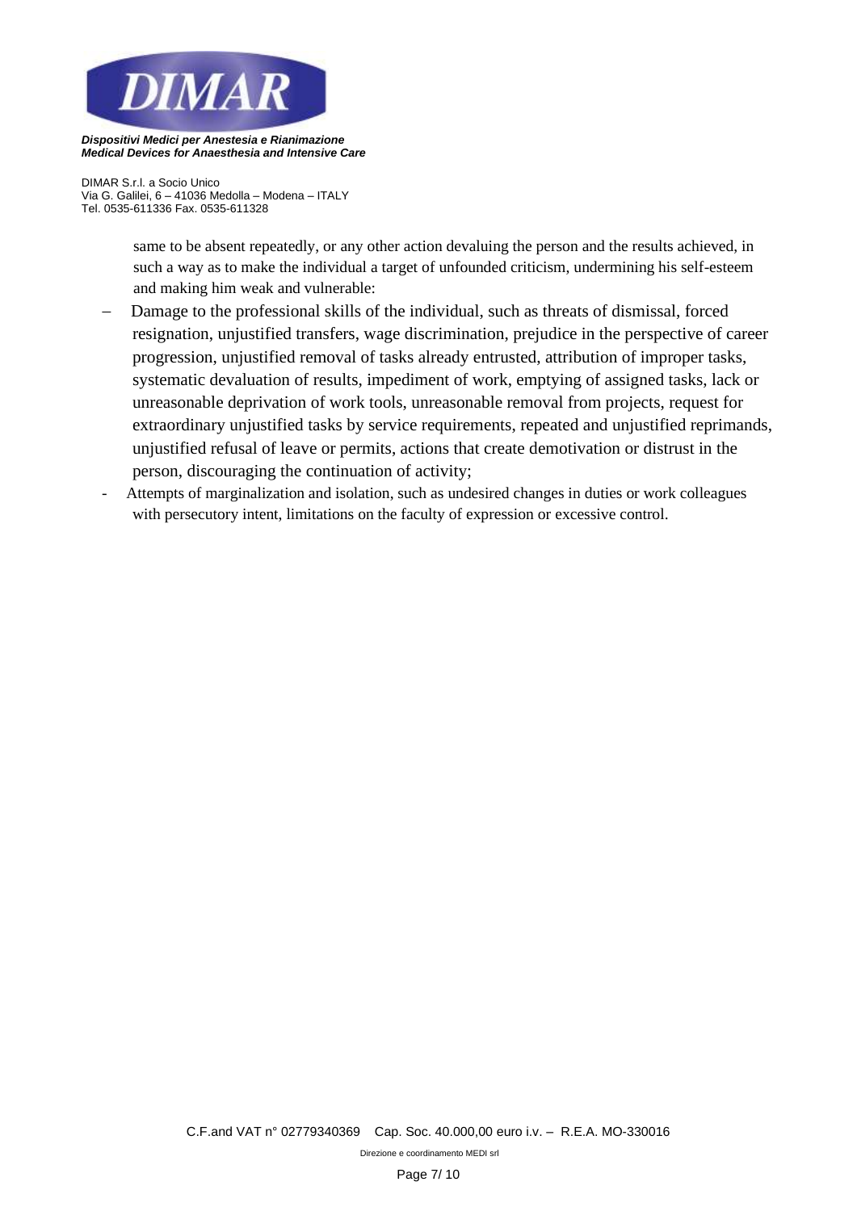same to be absent repeatedly, or any other action devaluing the person and the results achieved, in such a way as to make the individual a target of unfounded criticism, undermining his self-esteem and making him weak and vulnerable:

- Damage to the professional skills of the individual, such as threats of dismissal, forced resignation, unjustified transfers, wage discrimination, prejudice in the perspective of career progression, unjustified removal of tasks already entrusted, attribution of improper tasks, systematic devaluation of results, impediment of work, emptying of assigned tasks, lack or unreasonable deprivation of work tools, unreasonable removal from projects, request for extraordinary unjustified tasks by service requirements, repeated and unjustified reprimands, unjustified refusal of leave or permits, actions that create demotivation or distrust in the person, discouraging the continuation of activity;
- Attempts of marginalization and isolation, such as undesired changes in duties or work colleagues with persecutory intent, limitations on the faculty of expression or excessive control.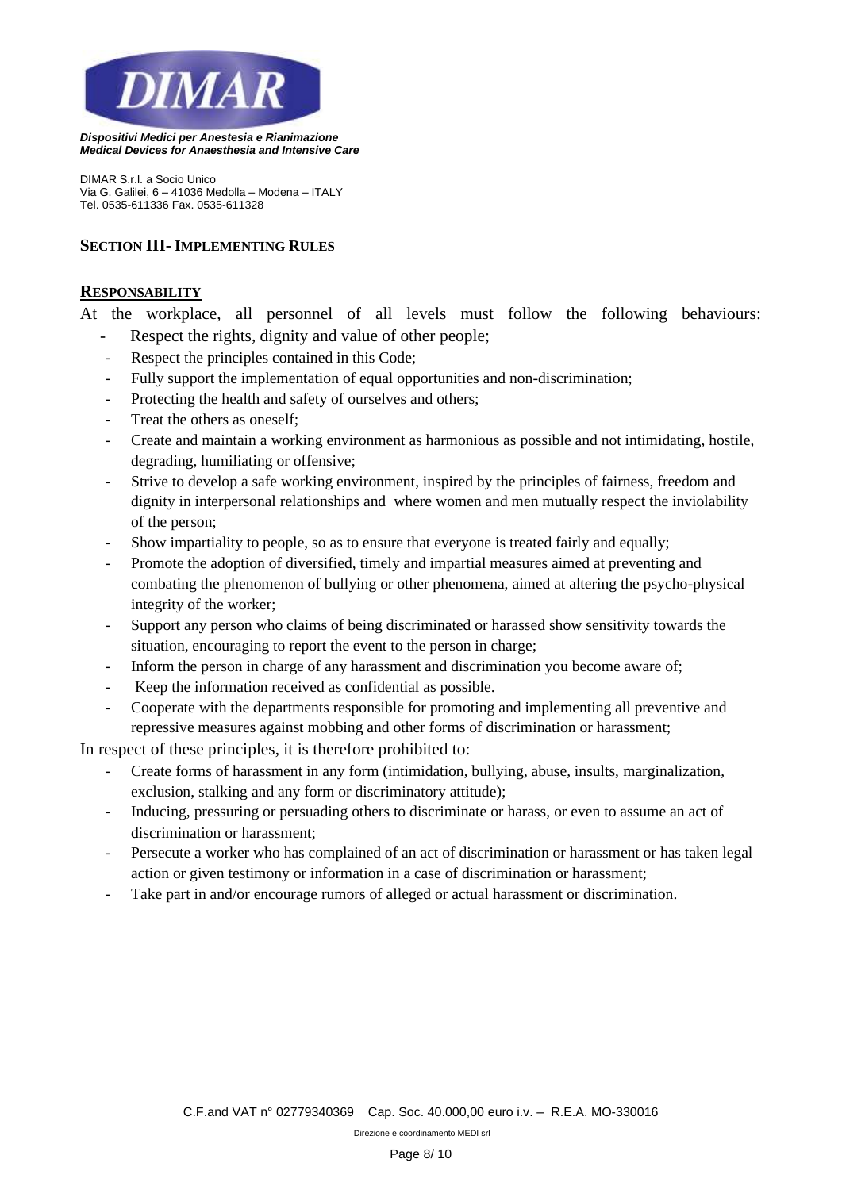## SECTION III- IMPLEMENTING RULES

### RESPONSABILITY

At the workplace, all personnel of all levels must follow the following behaviours:

- Respect the rights, dignity and value of other people;
- Respect the principles contained in this Code;
- Fully support the implementation of equal opportunities and non-discrimination;
- Protecting the health and safety of ourselves and others;
- Treat the others as oneself;
- Create and maintain a working environment as harmonious as possible and not intimidating, hostile, degrading, humiliating or offensive;
- Strive to develop a safe working environment, inspired by the principles of fairness, freedom and dignity in interpersonal relationships and where women and men mutually respect the inviolability of the person;
- Show impartiality to people, so as to ensure that everyone is treated fairly and equally;
- Promote the adoption of diversified, timely and impartial measures aimed at preventing and combating the phenomenon of bullying or other phenomena, aimed at altering the psycho-physical integrity of the worker;
- Support any person who claims of being discriminated or harassed show sensitivity towards the situation, encouraging to report the event to the person in charge;
- Inform the person in charge of any harassment and discrimination you become aware of;
- Keep the information received as confidential as possible.
- Cooperate with the departments responsible for promoting and implementing all preventive and repressive measures against mobbing and other forms of discrimination or harassment;

In respect of these principles, it is therefore prohibited to:

- Create forms of harassment in any form (intimidation, bullying, abuse, insults, marginalization, exclusion, stalking and any form or discriminatory attitude);
- Inducing, pressuring or persuading others to discriminate or harass, or even to assume an act of discrimination or harassment;
- Persecute a worker who has complained of an act of discrimination or harassment or has taken legal action or given testimony or information in a case of discrimination or harassment;
- Take part in and/or encourage rumors of alleged or actual harassment or discrimination.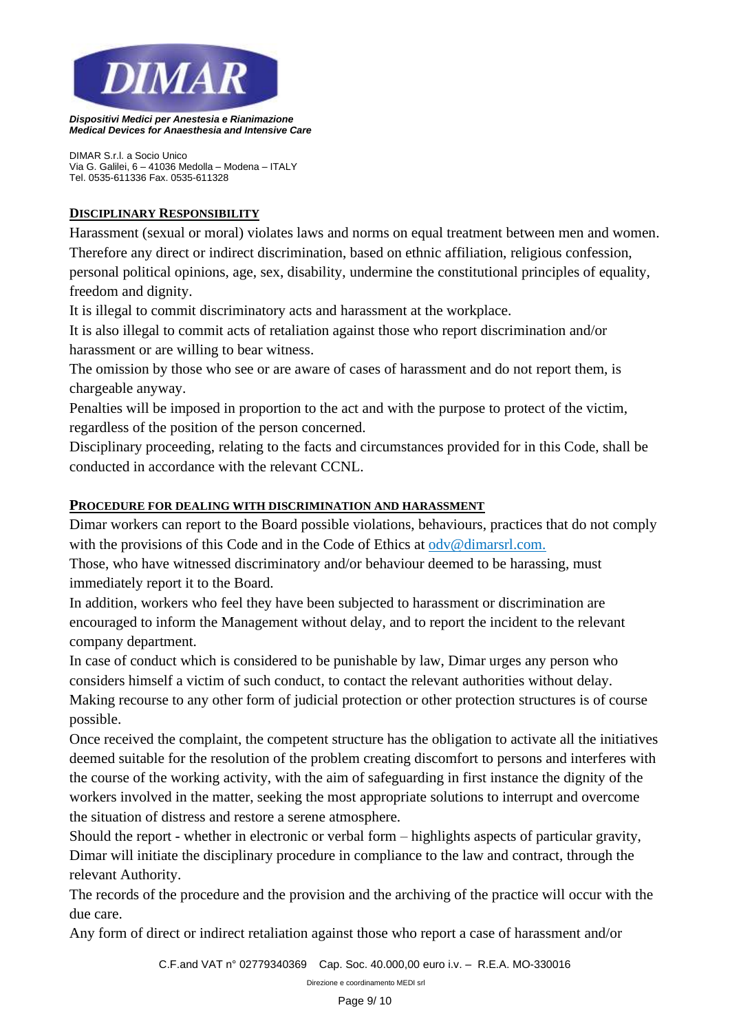## DISCIPLINARY RESPONSIBILITY

Harassment (sexual or moral) violates laws and norms on equal treatment between men and women. Therefore any direct or indirect discrimination, based on ethnic affiliation, religious confession, personal political opinions, age, sex, disability, undermine the constitutional principles of equality, freedom and dignity.

It is illegal to commit discriminatory acts and harassment at the workplace.

It is also illegal to commit acts of retaliation against those who report discrimination and/or harassment or are willing to bear witness.

The omission by those who see or are aware of cases of harassment and do not report them, is chargeable anyway.

Penalties will be imposed in proportion to the act and with the purpose to protect of the victim, regardless of the position of the person concerned.

Disciplinary proceeding, relating to the facts and circumstances provided for in this Code, shall be conducted in accordance with the relevant CCNL.

## PROCEDURE FOR DEALING WITH DISCRIMINATION AND HARASSMENT

Dimar workers can report to the Board possible violations, behaviours, practices that do not comply with the provisions of this Code and in the Code of Ethics at odv@dimarsrl.com.

Those, who have witnessed discriminatory and/or behaviour deemed to be harassing, must immediately report it to the Board.

In addition, workers who feel they have been subjected to harassment or discrimination are encouraged to inform the Management without delay, and to report the incident to the relevant company department.

In case of conduct which is considered to be punishable by law, Dimar urges any person who considers himself a victim of such conduct, to contact the relevant authorities without delay.

Making recourse to any other form of judicial protection or other protection structures is of course possible.

Once received the complaint, the competent structure has the obligation to activate all the initiatives deemed suitable for the resolution of the problem creating discomfort to persons and interferes with the course of the working activity, with the aim of safeguarding in first instance the dignity of the workers involved in the matter, seeking the most appropriate solutions to interrupt and overcome the situation of distress and restore a serene atmosphere.

Should the report - whether in electronic or verbal form – highlights aspects of particular gravity, Dimar will initiate the disciplinary procedure in compliance to the law and contract, through the relevant Authority.

The records of the procedure and the provision and the archiving of the practice will occur with the due care.

Any form of direct or indirect retaliation against those who report a case of harassment and/or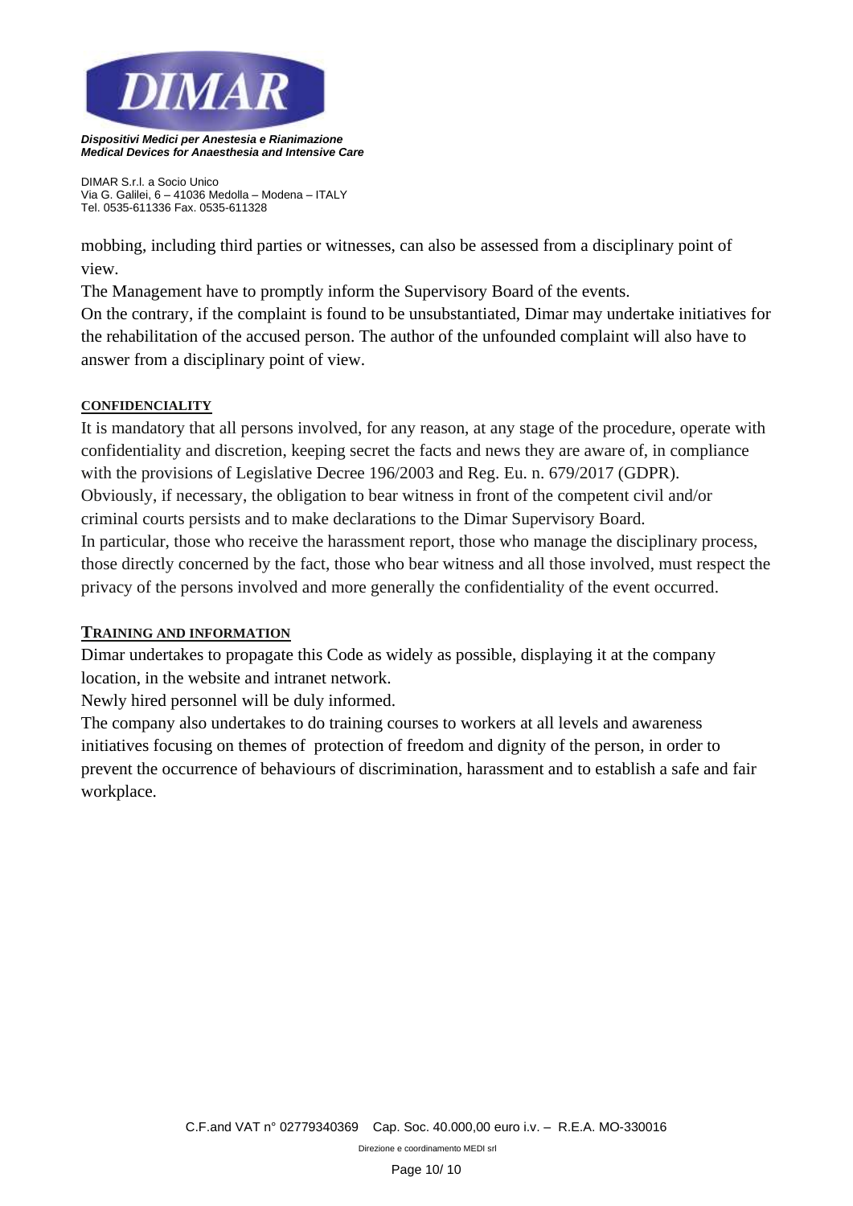mobbing, including third parties or witnesses, can also be assessed from a disciplinary point of view.

The Management have to promptly inform the Supervisory Board of the events.

On the contrary, if the complaint is found to be unsubstantiated, Dimar may undertake initiatives for the rehabilitation of the accused person. The author of the unfounded complaint will also have to answer from a disciplinary point of view.

**CONFIDENCIALITY**

It is mandatory that all persons involved, for any reason, at any stage of the procedure, operate with confidentiality and discretion, keeping secret the facts and news they are aware of, in compliance with the provisions of Legislative Decree 196/2003 and Reg. Eu. n. 679/2017 (GDPR).

Obviously, if necessary, the obligation to bear witness in front of the competent civil and/or criminal courts persists and to make declarations to the Dimar Supervisory Board.

In particular, those who receive the harassment report, those who manage the disciplinary process, those directly concerned by the fact, those who bear witness and all those involved, must respect the privacy of the persons involved and more generally the confidentiality of the event occurred.

**TRAINING AND INFORMATION**

Dimar undertakes to propagate this Code as widely as possible, displaying it at the company location, in the website and intranet network.

Newly hired personnel will be duly informed.

The company also undertakes to do training courses to workers at all levels and awareness initiatives focusing on themes of protection of freedom and dignity of the person, in order to prevent the occurrence of behaviours of discrimination, harassment and to establish a safe and fair workplace.